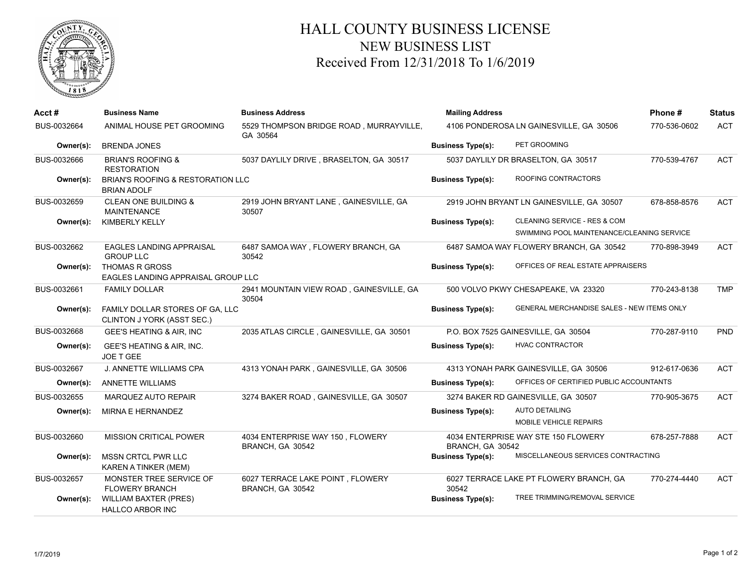# HALL COUNTY BUSINESS LICENSE
## NEW BUSINESS LIST
### Received From 12/31/2018 To 1/6/2019

| Acct # | Business Name | Business Address | Mailing Address | Phone # | Status |
|---|---|---|---|---|---|
| BUS-0032664 | ANIMAL HOUSE PET GROOMING | 5529 THOMPSON BRIDGE ROAD , MURRAYVILLE, GA 30564 | 4106 PONDEROSA LN GAINESVILLE, GA 30506 | 770-536-0602 | ACT |
| Owner(s): | BRENDA JONES | | Business Type(s): PET GROOMING | | |
| BUS-0032666 | BRIAN'S ROOFING & RESTORATION | 5037 DAYLILY DRIVE , BRASELTON, GA 30517 | 5037 DAYLILY DR BRASELTON, GA 30517 | 770-539-4767 | ACT |
| Owner(s): | BRIAN'S ROOFING & RESTORATION LLC<br>BRIAN ADOLF | | Business Type(s): ROOFING CONTRACTORS | | |
| BUS-0032659 | CLEAN ONE BUILDING & MAINTENANCE | 2919 JOHN BRYANT LANE , GAINESVILLE, GA 30507 | 2919 JOHN BRYANT LN GAINESVILLE, GA 30507 | 678-858-8576 | ACT |
| Owner(s): | KIMBERLY KELLY | | Business Type(s): CLEANING SERVICE - RES & COM<br>SWIMMING POOL MAINTENANCE/CLEANING SERVICE | | |
| BUS-0032662 | EAGLES LANDING APPRAISAL GROUP LLC | 6487 SAMOA WAY , FLOWERY BRANCH, GA 30542 | 6487 SAMOA WAY FLOWERY BRANCH, GA 30542 | 770-898-3949 | ACT |
| Owner(s): | THOMAS R GROSS<br>EAGLES LANDING APPRAISAL GROUP LLC | | Business Type(s): OFFICES OF REAL ESTATE APPRAISERS | | |
| BUS-0032661 | FAMILY DOLLAR | 2941 MOUNTAIN VIEW ROAD , GAINESVILLE, GA 30504 | 500 VOLVO PKWY CHESAPEAKE, VA 23320 | 770-243-8138 | TMP |
| Owner(s): | FAMILY DOLLAR STORES OF GA, LLC<br>CLINTON J YORK (ASST SEC.) | | Business Type(s): GENERAL MERCHANDISE SALES - NEW ITEMS ONLY | | |
| BUS-0032668 | GEE'S HEATING & AIR, INC | 2035 ATLAS CIRCLE , GAINESVILLE, GA 30501 | P.O. BOX 7525 GAINESVILLE, GA 30504 | 770-287-9110 | PND |
| Owner(s): | GEE'S HEATING & AIR, INC.<br>JOE T GEE | | Business Type(s): HVAC CONTRACTOR | | |
| BUS-0032667 | J. ANNETTE WILLIAMS CPA | 4313 YONAH PARK , GAINESVILLE, GA 30506 | 4313 YONAH PARK GAINESVILLE, GA 30506 | 912-617-0636 | ACT |
| Owner(s): | ANNETTE WILLIAMS | | Business Type(s): OFFICES OF CERTIFIED PUBLIC ACCOUNTANTS | | |
| BUS-0032655 | MARQUEZ AUTO REPAIR | 3274 BAKER ROAD , GAINESVILLE, GA 30507 | 3274 BAKER RD GAINESVILLE, GA 30507 | 770-905-3675 | ACT |
| Owner(s): | MIRNA E HERNANDEZ | | Business Type(s): AUTO DETAILING<br>MOBILE VEHICLE REPAIRS | | |
| BUS-0032660 | MISSION CRITICAL POWER | 4034 ENTERPRISE WAY 150 , FLOWERY BRANCH, GA 30542 | 4034 ENTERPRISE WAY STE 150 FLOWERY BRANCH, GA 30542 | 678-257-7888 | ACT |
| Owner(s): | MSSN CRTCL PWR LLC<br>KAREN A TINKER (MEM) | | Business Type(s): MISCELLANEOUS SERVICES CONTRACTING | | |
| BUS-0032657 | MONSTER TREE SERVICE OF FLOWERY BRANCH | 6027 TERRACE LAKE POINT , FLOWERY BRANCH, GA 30542 | 6027 TERRACE LAKE PT FLOWERY BRANCH, GA 30542 | 770-274-4440 | ACT |
| Owner(s): | WILLIAM BAXTER (PRES)<br>HALLCO ARBOR INC | | Business Type(s): TREE TRIMMING/REMOVAL SERVICE | | |

1/7/2019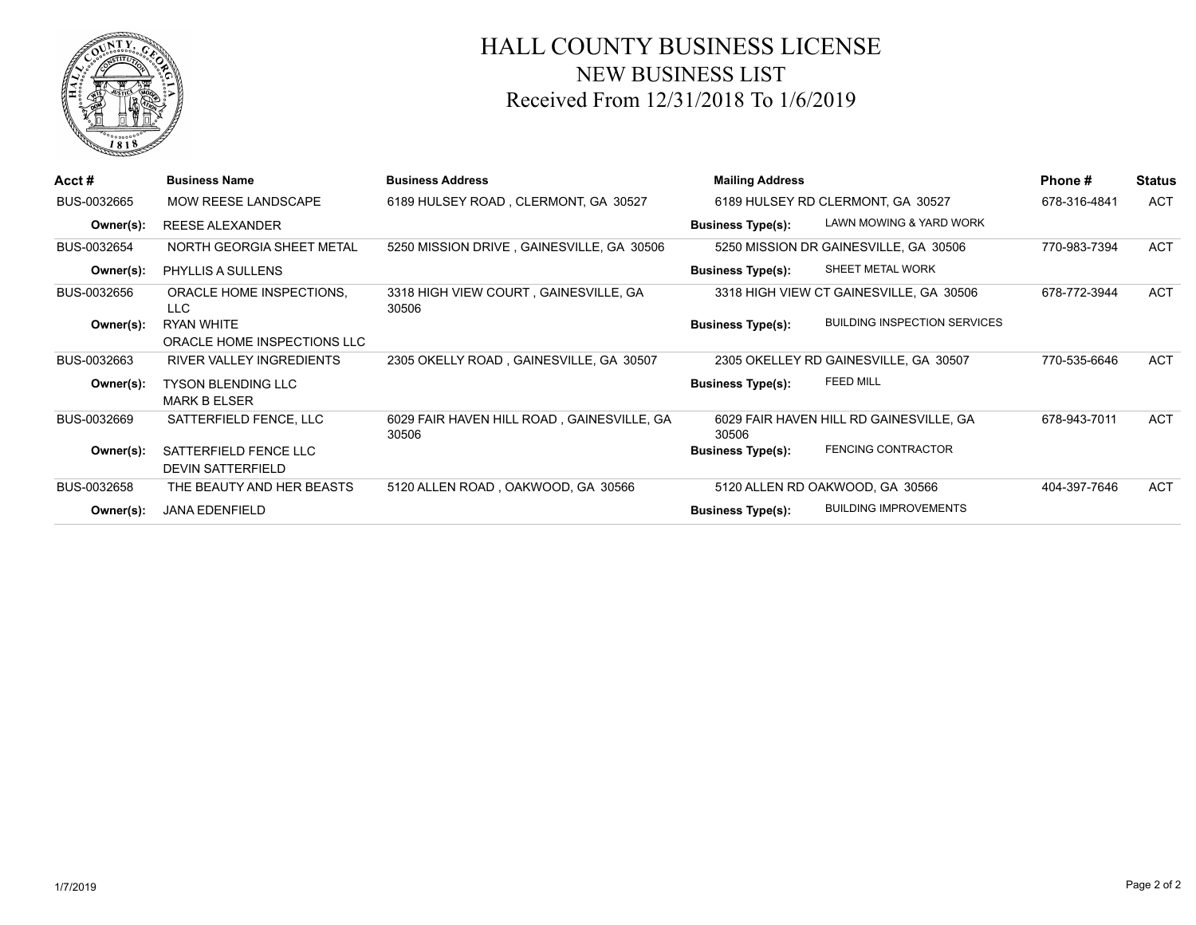# HALL COUNTY BUSINESS LICENSE
## NEW BUSINESS LIST
### Received From 12/31/2018 To 1/6/2019

| Acct # | Business Name | Business Address | Mailing Address | | Phone # | Status |
|---|---|---|---|---|---|---|
| BUS-0032665 | MOW REESE LANDSCAPE | 6189 HULSEY ROAD , CLERMONT, GA 30527 | 6189 HULSEY RD CLERMONT, GA 30527 | | 678-316-4841 | ACT |
| **Owner(s):** | REESE ALEXANDER | | **Business Type(s):** | LAWN MOWING & YARD WORK | | |
| BUS-0032654 | NORTH GEORGIA SHEET METAL | 5250 MISSION DRIVE , GAINESVILLE, GA 30506 | 5250 MISSION DR GAINESVILLE, GA 30506 | | 770-983-7394 | ACT |
| **Owner(s):** | PHYLLIS A SULLENS | | **Business Type(s):** | SHEET METAL WORK | | |
| BUS-0032656 | ORACLE HOME INSPECTIONS, LLC | 3318 HIGH VIEW COURT , GAINESVILLE, GA 30506 | 3318 HIGH VIEW CT GAINESVILLE, GA 30506 | | 678-772-3944 | ACT |
| **Owner(s):** | RYAN WHITE<br>ORACLE HOME INSPECTIONS LLC | | **Business Type(s):** | BUILDING INSPECTION SERVICES | | |
| BUS-0032663 | RIVER VALLEY INGREDIENTS | 2305 OKELLY ROAD , GAINESVILLE, GA 30507 | 2305 OKELLEY RD GAINESVILLE, GA 30507 | | 770-535-6646 | ACT |
| **Owner(s):** | TYSON BLENDING LLC<br>MARK B ELSER | | **Business Type(s):** | FEED MILL | | |
| BUS-0032669 | SATTERFIELD FENCE, LLC | 6029 FAIR HAVEN HILL ROAD , GAINESVILLE, GA 30506 | 6029 FAIR HAVEN HILL RD GAINESVILLE, GA 30506 | | 678-943-7011 | ACT |
| **Owner(s):** | SATTERFIELD FENCE LLC<br>DEVIN SATTERFIELD | | **Business Type(s):** | FENCING CONTRACTOR | | |
| BUS-0032658 | THE BEAUTY AND HER BEASTS | 5120 ALLEN ROAD , OAKWOOD, GA 30566 | 5120 ALLEN RD OAKWOOD, GA 30566 | | 404-397-7646 | ACT |
| **Owner(s):** | JANA EDENFIELD | | **Business Type(s):** | BUILDING IMPROVEMENTS | | |

1/7/2019